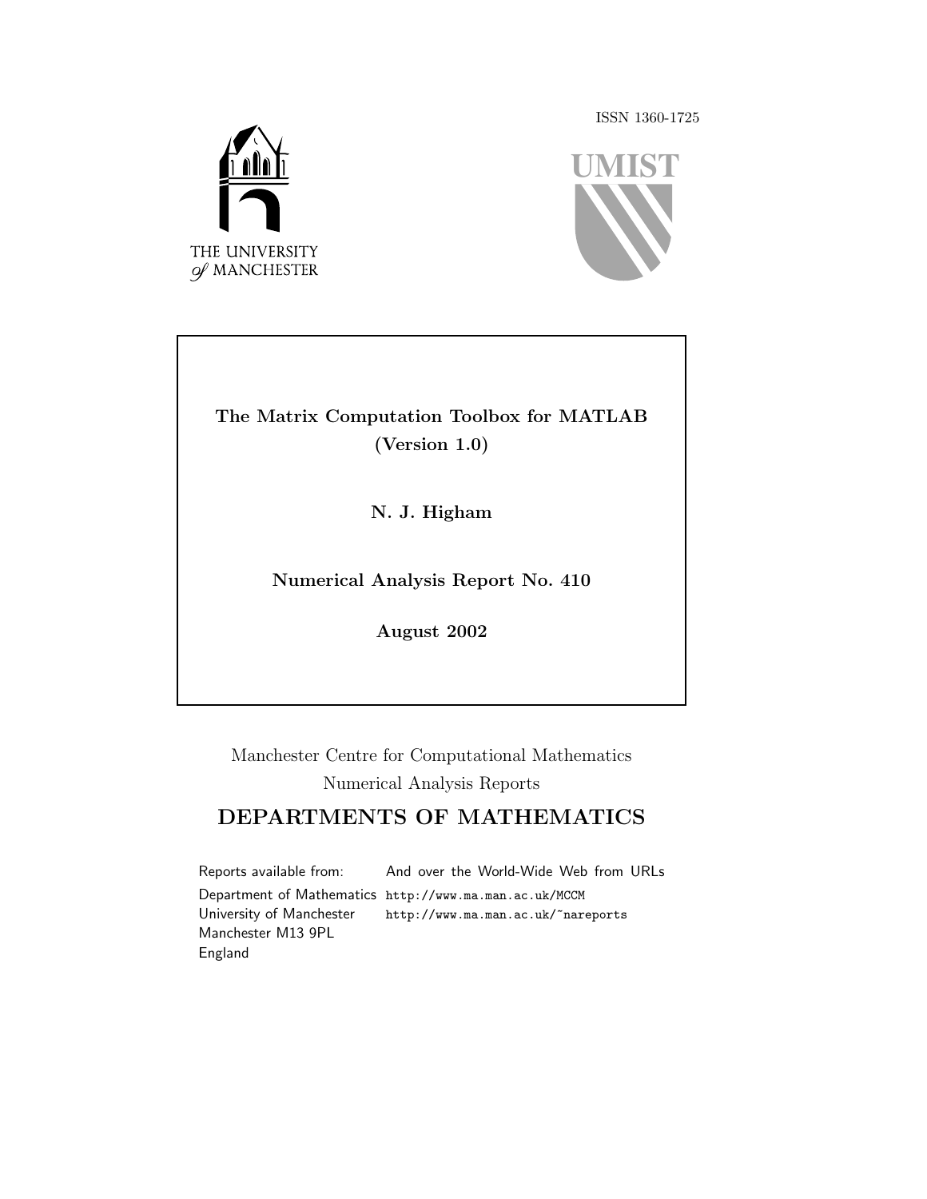ISSN 1360-1725

THE UNIVERSITY of MANCHESTER

UMIST

# The Matrix Computation Toolbox for MATLAB (Version 1.0)

**N. J. Higham**

**Numerical Analysis Report No. 410**

**August 2002**

Manchester Centre for Computational Mathematics
Numerical Analysis Reports

## DEPARTMENTS OF MATHEMATICS

| Reports available from: | And over the World-Wide Web from URLs |
|---|---|
| Department of Mathematics | http://www.ma.man.ac.uk/MCCM |
| University of Manchester | http://www.ma.man.ac.uk/~nareports |
| Manchester M13 9PL | |
| England | |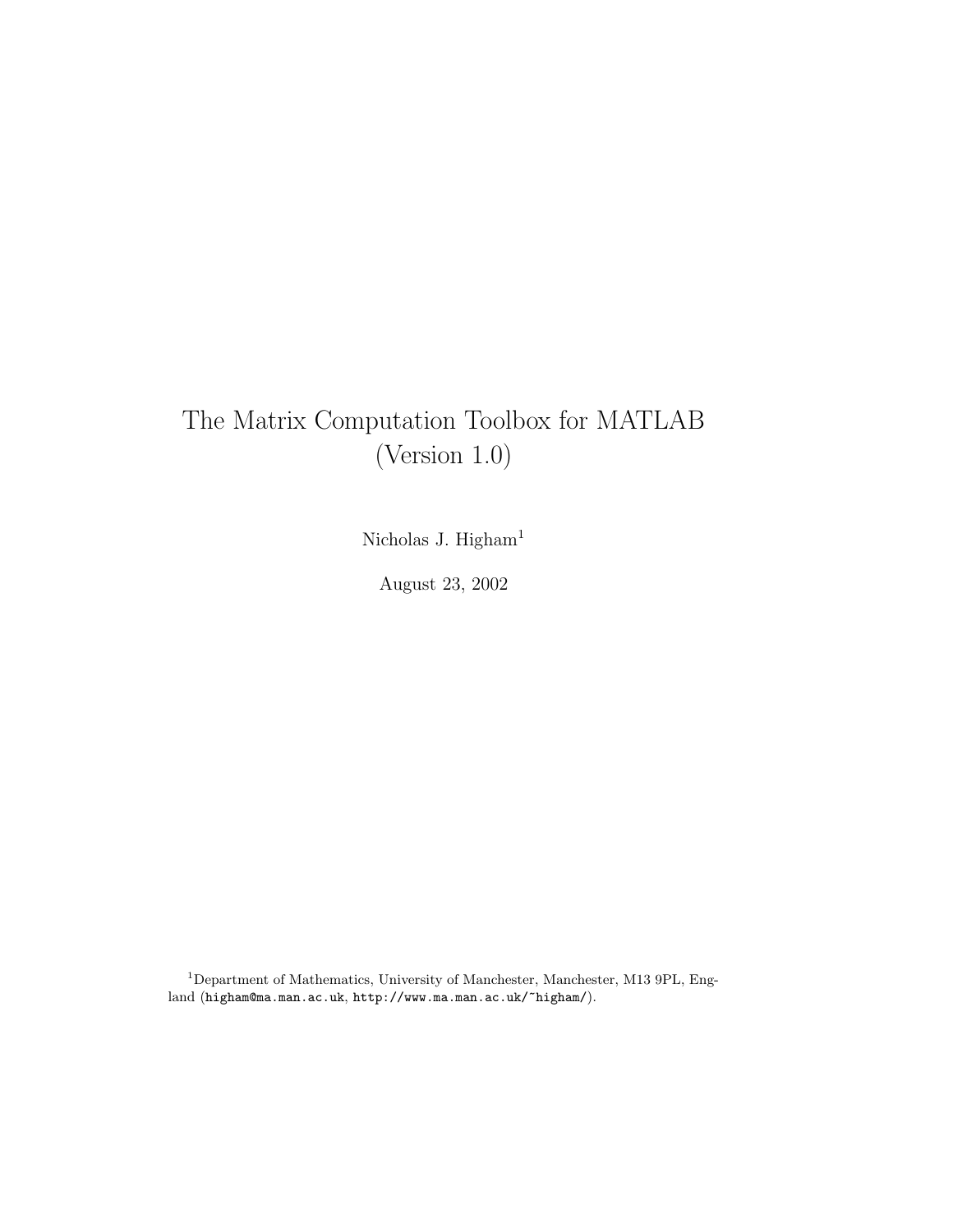# The Matrix Computation Toolbox for MATLAB (Version 1.0)

Nicholas J. Higham[1]

August 23, 2002

[1]Department of Mathematics, University of Manchester, Manchester, M13 9PL, England (higham@ma.man.ac.uk, http://www.ma.man.ac.uk/~higham/).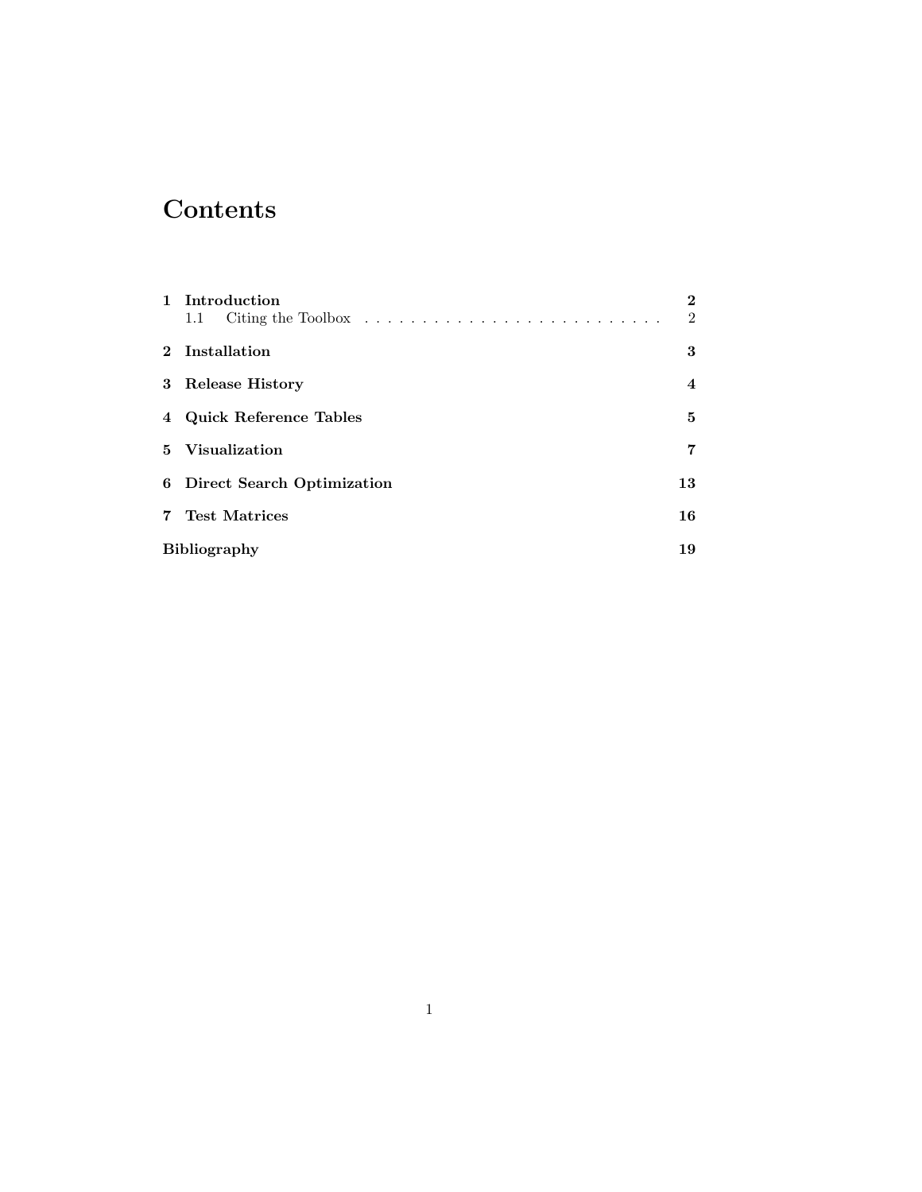# Contents

1 Introduction 2
&nbsp;&nbsp;&nbsp;&nbsp;1.1 Citing the Toolbox . . . . . . . . . . . . . . . . . . . . . . . . . . 2

2 Installation 3

3 Release History 4

4 Quick Reference Tables 5

5 Visualization 7

6 Direct Search Optimization 13

7 Test Matrices 16

Bibliography 19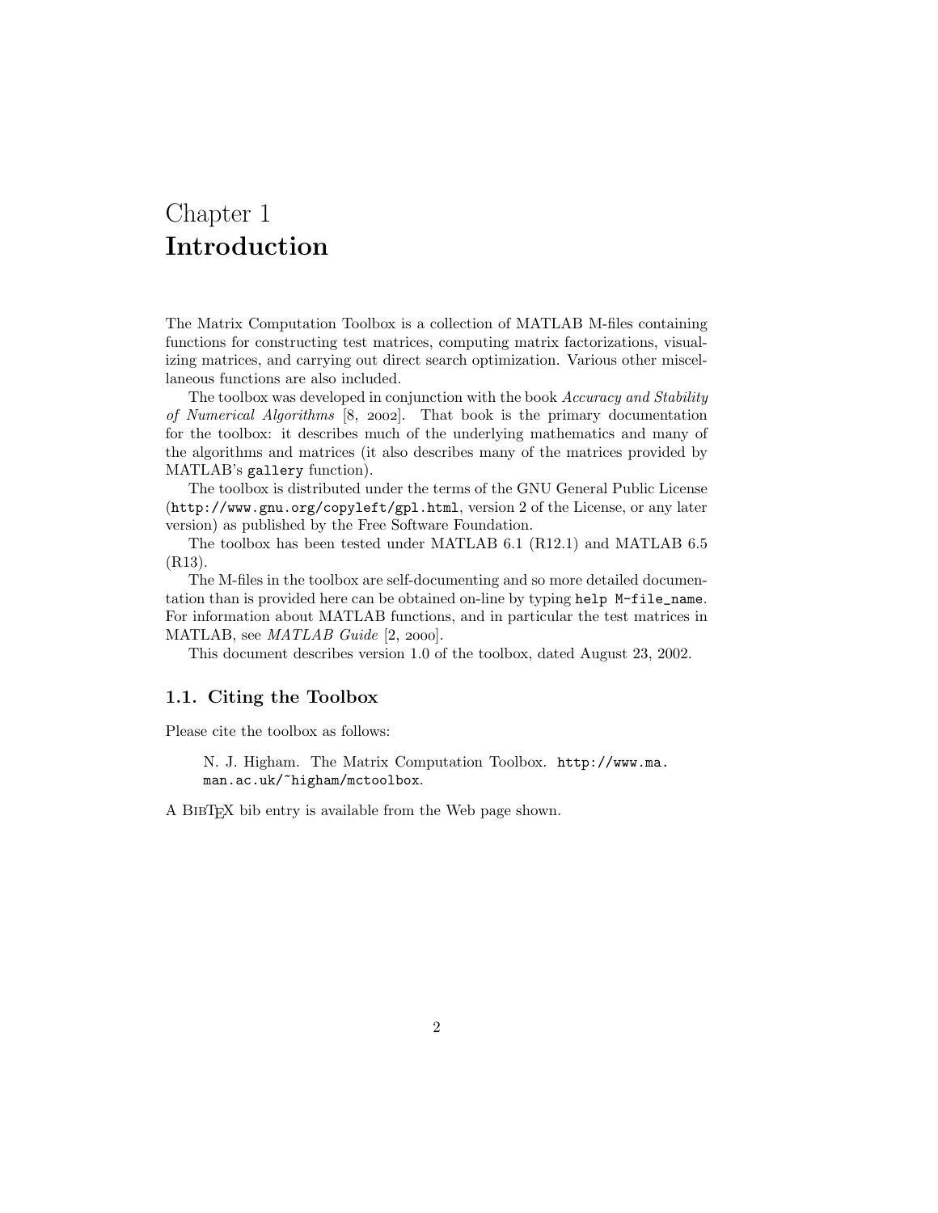# Chapter 1
# Introduction

The Matrix Computation Toolbox is a collection of MATLAB M-files containing functions for constructing test matrices, computing matrix factorizations, visualizing matrices, and carrying out direct search optimization. Various other miscellaneous functions are also included.

The toolbox was developed in conjunction with the book *Accuracy and Stability of Numerical Algorithms* [8, 2002]. That book is the primary documentation for the toolbox: it describes much of the underlying mathematics and many of the algorithms and matrices (it also describes many of the matrices provided by MATLAB's `gallery` function).

The toolbox is distributed under the terms of the GNU General Public License (`http://www.gnu.org/copyleft/gpl.html`, version 2 of the License, or any later version) as published by the Free Software Foundation.

The toolbox has been tested under MATLAB 6.1 (R12.1) and MATLAB 6.5 (R13).

The M-files in the toolbox are self-documenting and so more detailed documentation than is provided here can be obtained on-line by typing `help M-file_name`. For information about MATLAB functions, and in particular the test matrices in MATLAB, see *MATLAB Guide* [2, 2000].

This document describes version 1.0 of the toolbox, dated August 23, 2002.

## 1.1. Citing the Toolbox

Please cite the toolbox as follows:

> N. J. Higham. The Matrix Computation Toolbox. `http://www.ma.man.ac.uk/~higham/mctoolbox`.

A BibTeX bib entry is available from the Web page shown.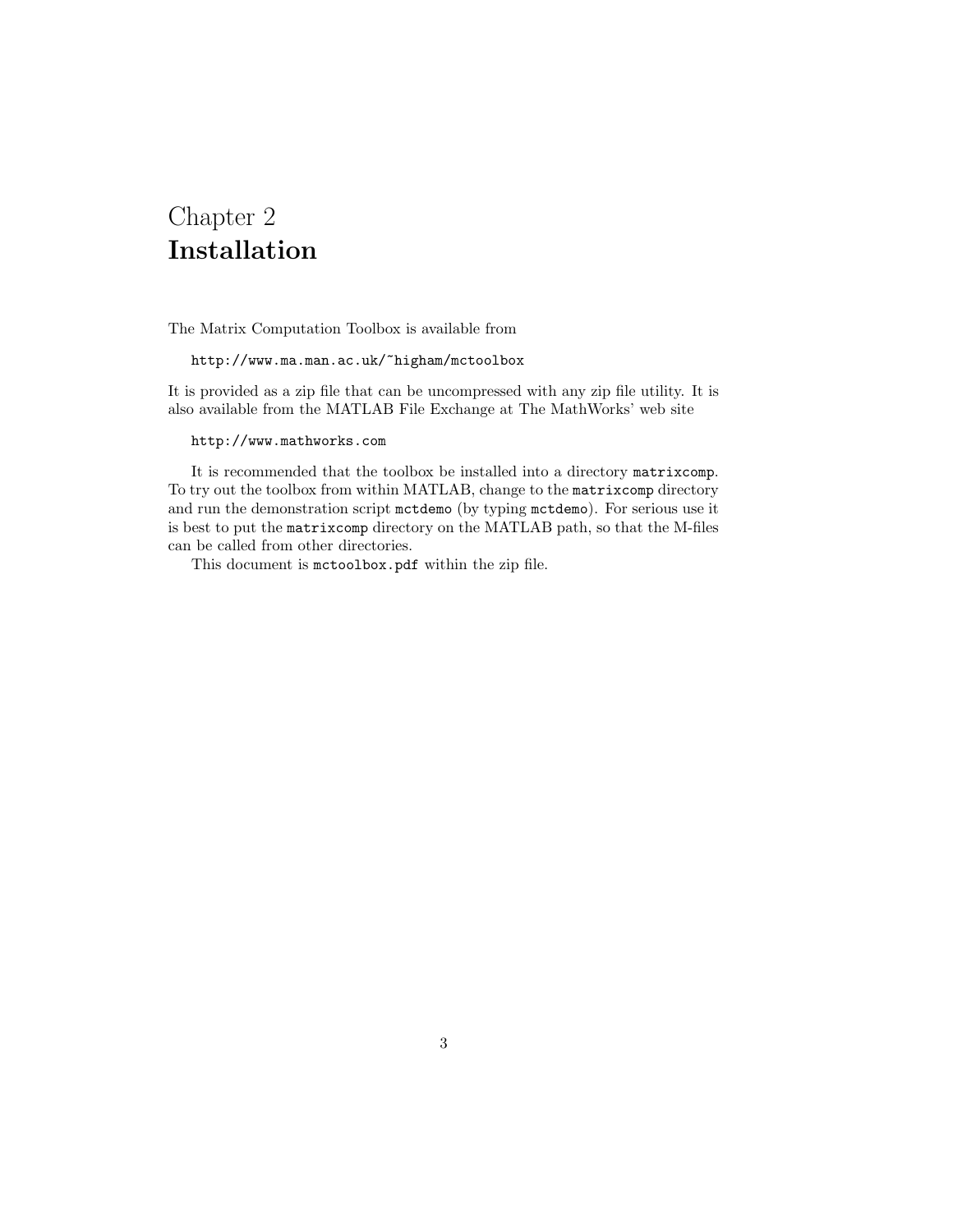# Chapter 2
# Installation

The Matrix Computation Toolbox is available from

```
http://www.ma.man.ac.uk/~higham/mctoolbox
```

It is provided as a zip file that can be uncompressed with any zip file utility. It is also available from the MATLAB File Exchange at The MathWorks' web site

```
http://www.mathworks.com
```

It is recommended that the toolbox be installed into a directory `matrixcomp`. To try out the toolbox from within MATLAB, change to the `matrixcomp` directory and run the demonstration script `mctdemo` (by typing `mctdemo`). For serious use it is best to put the `matrixcomp` directory on the MATLAB path, so that the M-files can be called from other directories.

This document is `mctoolbox.pdf` within the zip file.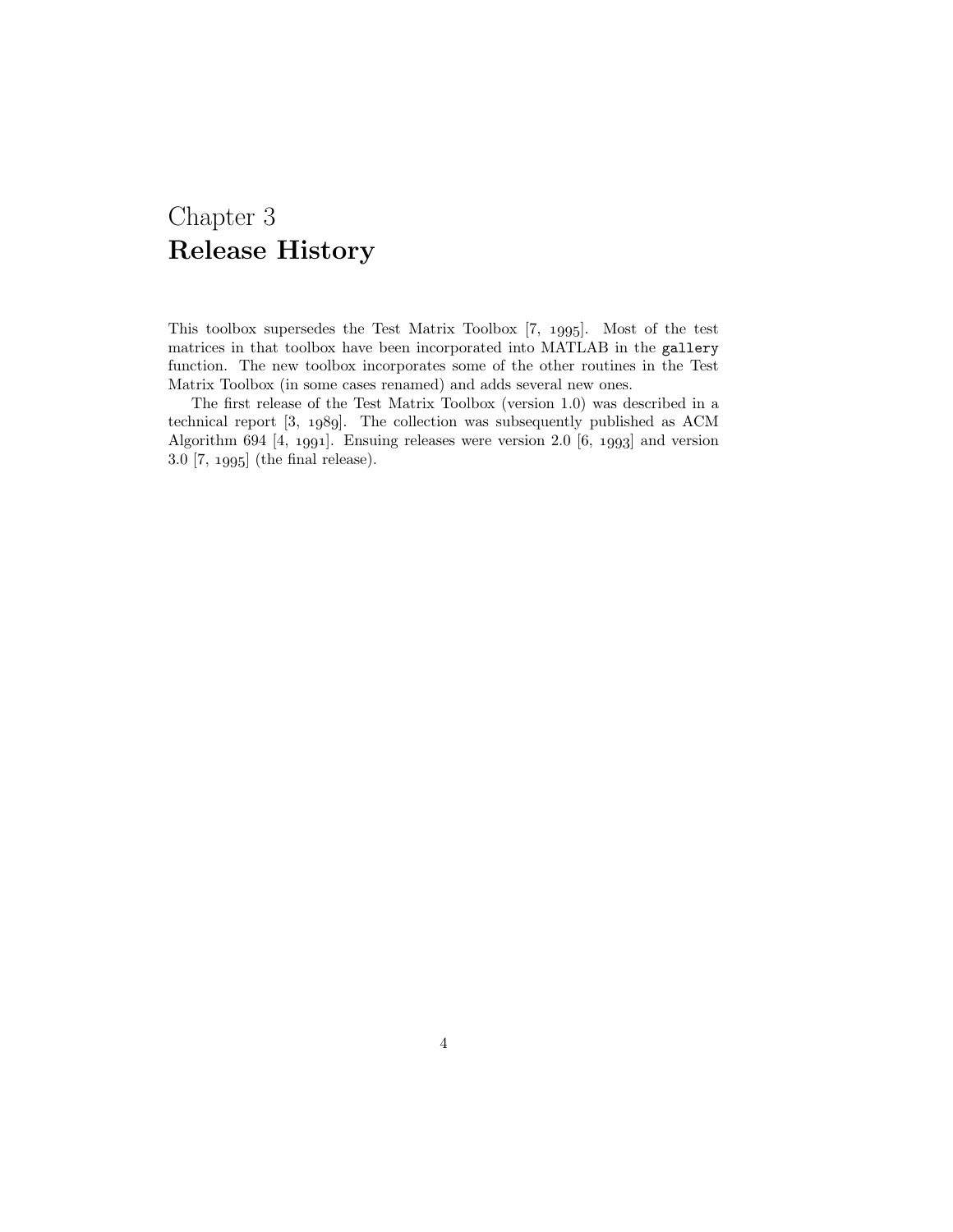# Chapter 3
# Release History

This toolbox supersedes the Test Matrix Toolbox [7, 1995]. Most of the test matrices in that toolbox have been incorporated into MATLAB in the `gallery` function. The new toolbox incorporates some of the other routines in the Test Matrix Toolbox (in some cases renamed) and adds several new ones.

The first release of the Test Matrix Toolbox (version 1.0) was described in a technical report [3, 1989]. The collection was subsequently published as ACM Algorithm 694 [4, 1991]. Ensuing releases were version 2.0 [6, 1993] and version 3.0 [7, 1995] (the final release).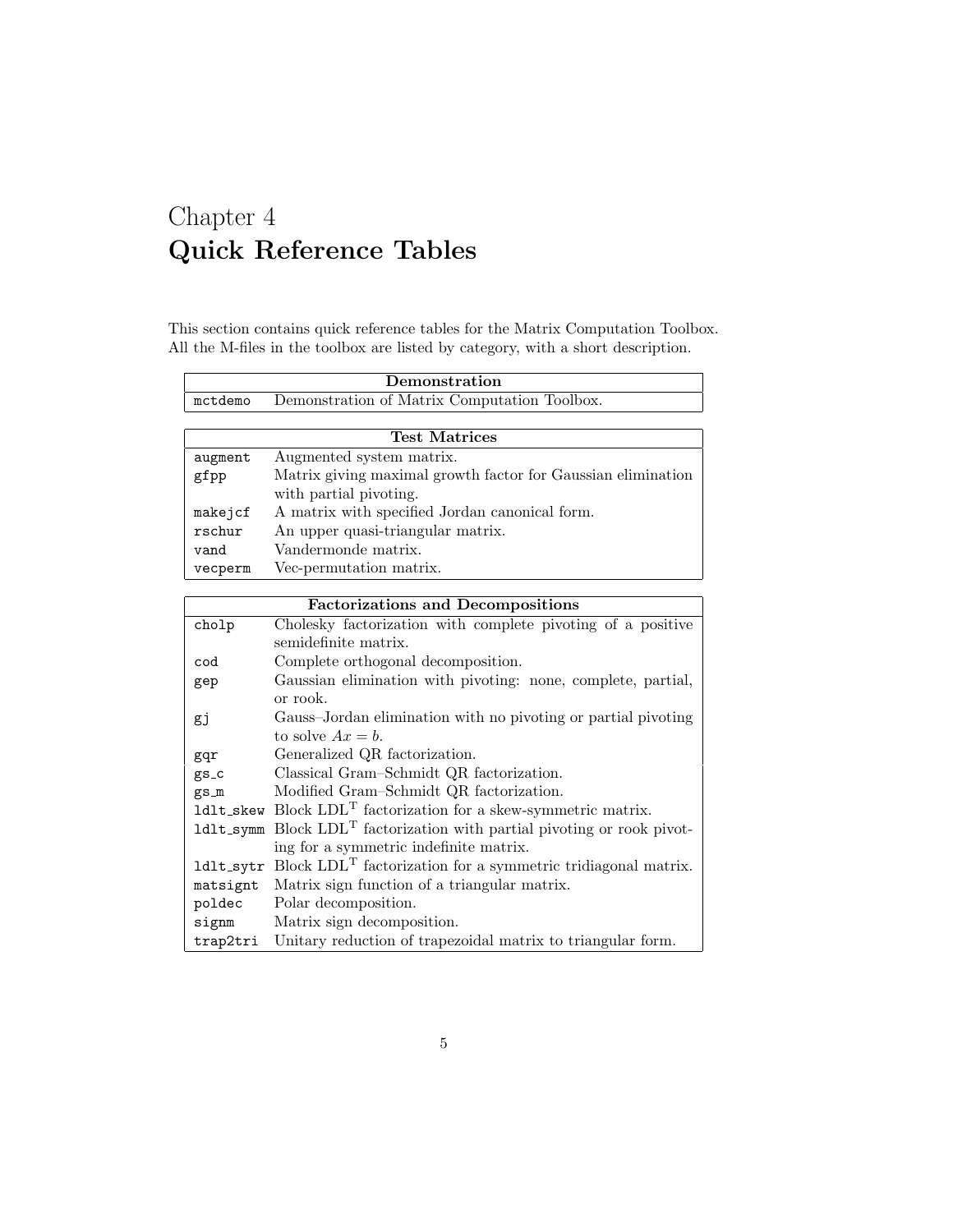# Chapter 4
# Quick Reference Tables

This section contains quick reference tables for the Matrix Computation Toolbox. All the M-files in the toolbox are listed by category, with a short description.

| Demonstration | |
|---|---|
| `mctdemo` | Demonstration of Matrix Computation Toolbox. |

| Test Matrices | |
|---|---|
| `augment` | Augmented system matrix. |
| `gfpp` | Matrix giving maximal growth factor for Gaussian elimination with partial pivoting. |
| `makejcf` | A matrix with specified Jordan canonical form. |
| `rschur` | An upper quasi-triangular matrix. |
| `vand` | Vandermonde matrix. |
| `vecperm` | Vec-permutation matrix. |

| Factorizations and Decompositions | |
|---|---|
| `cholp` | Cholesky factorization with complete pivoting of a positive semidefinite matrix. |
| `cod` | Complete orthogonal decomposition. |
| `gep` | Gaussian elimination with pivoting: none, complete, partial, or rook. |
| `gj` | Gauss–Jordan elimination with no pivoting or partial pivoting to solve $Ax = b$. |
| `gqr` | Generalized QR factorization. |
| `gs_c` | Classical Gram–Schmidt QR factorization. |
| `gs_m` | Modified Gram–Schmidt QR factorization. |
| `ldlt_skew` | Block $\mathrm{LDL}^{\mathrm{T}}$ factorization for a skew-symmetric matrix. |
| `ldlt_symm` | Block $\mathrm{LDL}^{\mathrm{T}}$ factorization with partial pivoting or rook pivoting for a symmetric indefinite matrix. |
| `ldlt_sytr` | Block $\mathrm{LDL}^{\mathrm{T}}$ factorization for a symmetric tridiagonal matrix. |
| `matsignt` | Matrix sign function of a triangular matrix. |
| `poldec` | Polar decomposition. |
| `signm` | Matrix sign decomposition. |
| `trap2tri` | Unitary reduction of trapezoidal matrix to triangular form. |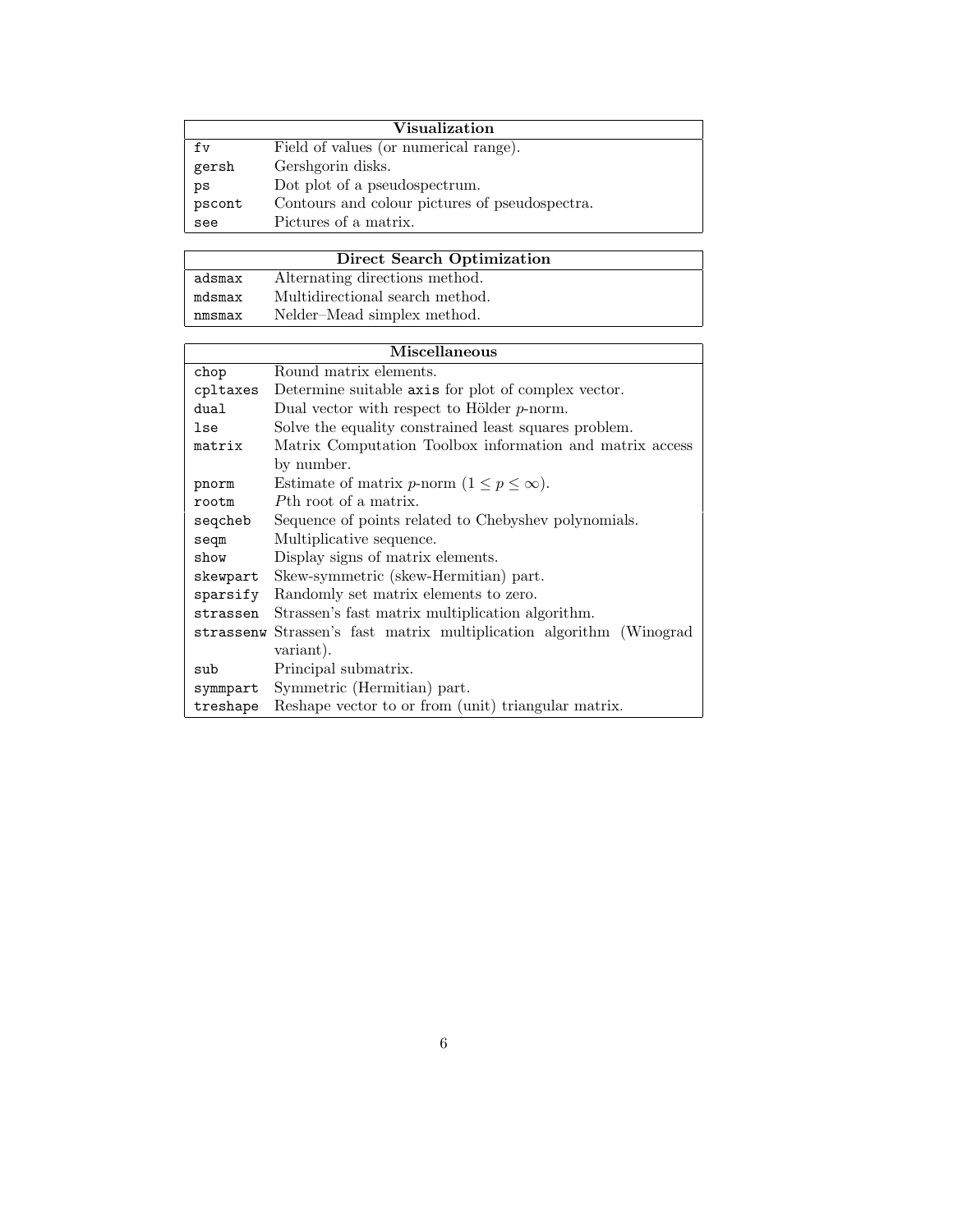| Visualization | |
|---|---|
| `fv` | Field of values (or numerical range). |
| `gersh` | Gershgorin disks. |
| `ps` | Dot plot of a pseudospectrum. |
| `pscont` | Contours and colour pictures of pseudospectra. |
| `see` | Pictures of a matrix. |

| Direct Search Optimization | |
|---|---|
| `adsmax` | Alternating directions method. |
| `mdsmax` | Multidirectional search method. |
| `nmsmax` | Nelder–Mead simplex method. |

| Miscellaneous | |
|---|---|
| `chop` | Round matrix elements. |
| `cpltaxes` | Determine suitable `axis` for plot of complex vector. |
| `dual` | Dual vector with respect to Hölder $p$-norm. |
| `lse` | Solve the equality constrained least squares problem. |
| `matrix` | Matrix Computation Toolbox information and matrix access by number. |
| `pnorm` | Estimate of matrix $p$-norm ($1 \leq p \leq \infty$). |
| `rootm` | $P$th root of a matrix. |
| `seqcheb` | Sequence of points related to Chebyshev polynomials. |
| `seqm` | Multiplicative sequence. |
| `show` | Display signs of matrix elements. |
| `skewpart` | Skew-symmetric (skew-Hermitian) part. |
| `sparsify` | Randomly set matrix elements to zero. |
| `strassen` | Strassen's fast matrix multiplication algorithm. |
| `strassenw` | Strassen's fast matrix multiplication algorithm (Winograd variant). |
| `sub` | Principal submatrix. |
| `symmpart` | Symmetric (Hermitian) part. |
| `treshape` | Reshape vector to or from (unit) triangular matrix. |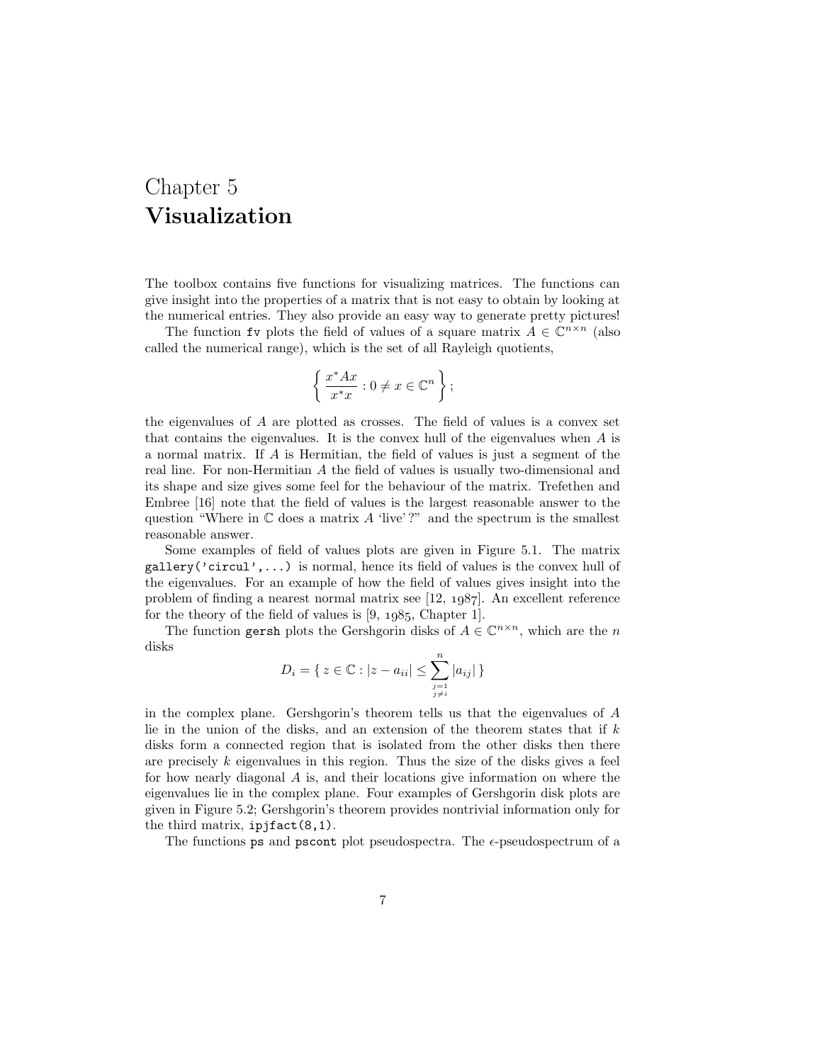# Chapter 5
# Visualization

The toolbox contains five functions for visualizing matrices. The functions can give insight into the properties of a matrix that is not easy to obtain by looking at the numerical entries. They also provide an easy way to generate pretty pictures!

The function `fv` plots the field of values of a square matrix $A \in \mathbb{C}^{n\times n}$ (also called the numerical range), which is the set of all Rayleigh quotients,

$$\left\{ \frac{x^*Ax}{x^*x} : 0 \neq x \in \mathbb{C}^n \right\};$$

the eigenvalues of $A$ are plotted as crosses. The field of values is a convex set that contains the eigenvalues. It is the convex hull of the eigenvalues when $A$ is a normal matrix. If $A$ is Hermitian, the field of values is just a segment of the real line. For non-Hermitian $A$ the field of values is usually two-dimensional and its shape and size gives some feel for the behaviour of the matrix. Trefethen and Embree [16] note that the field of values is the largest reasonable answer to the question "Where in $\mathbb{C}$ does a matrix $A$ 'live'?" and the spectrum is the smallest reasonable answer.

Some examples of field of values plots are given in Figure 5.1. The matrix `gallery('circul',...)` is normal, hence its field of values is the convex hull of the eigenvalues. For an example of how the field of values gives insight into the problem of finding a nearest normal matrix see [12, 1987]. An excellent reference for the theory of the field of values is [9, 1985, Chapter 1].

The function `gersh` plots the Gershgorin disks of $A \in \mathbb{C}^{n\times n}$, which are the $n$ disks

$$D_i = \{ z \in \mathbb{C} : |z - a_{ii}| \leq \sum_{\substack{j=1 \\ j\neq i}}^{n} |a_{ij}| \}$$

in the complex plane. Gershgorin's theorem tells us that the eigenvalues of $A$ lie in the union of the disks, and an extension of the theorem states that if $k$ disks form a connected region that is isolated from the other disks then there are precisely $k$ eigenvalues in this region. Thus the size of the disks gives a feel for how nearly diagonal $A$ is, and their locations give information on where the eigenvalues lie in the complex plane. Four examples of Gershgorin disk plots are given in Figure 5.2; Gershgorin's theorem provides nontrivial information only for the third matrix, `ipjfact(8,1)`.

The functions `ps` and `pscont` plot pseudospectra. The $\epsilon$-pseudospectrum of a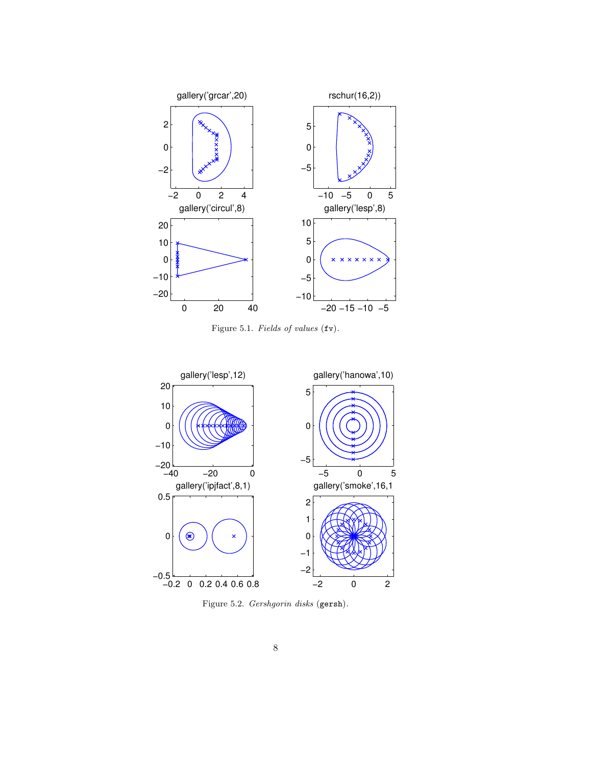Figure 5.1. *Fields of values* (`fv`).

Figure 5.2. *Gershgorin disks* (`gersh`).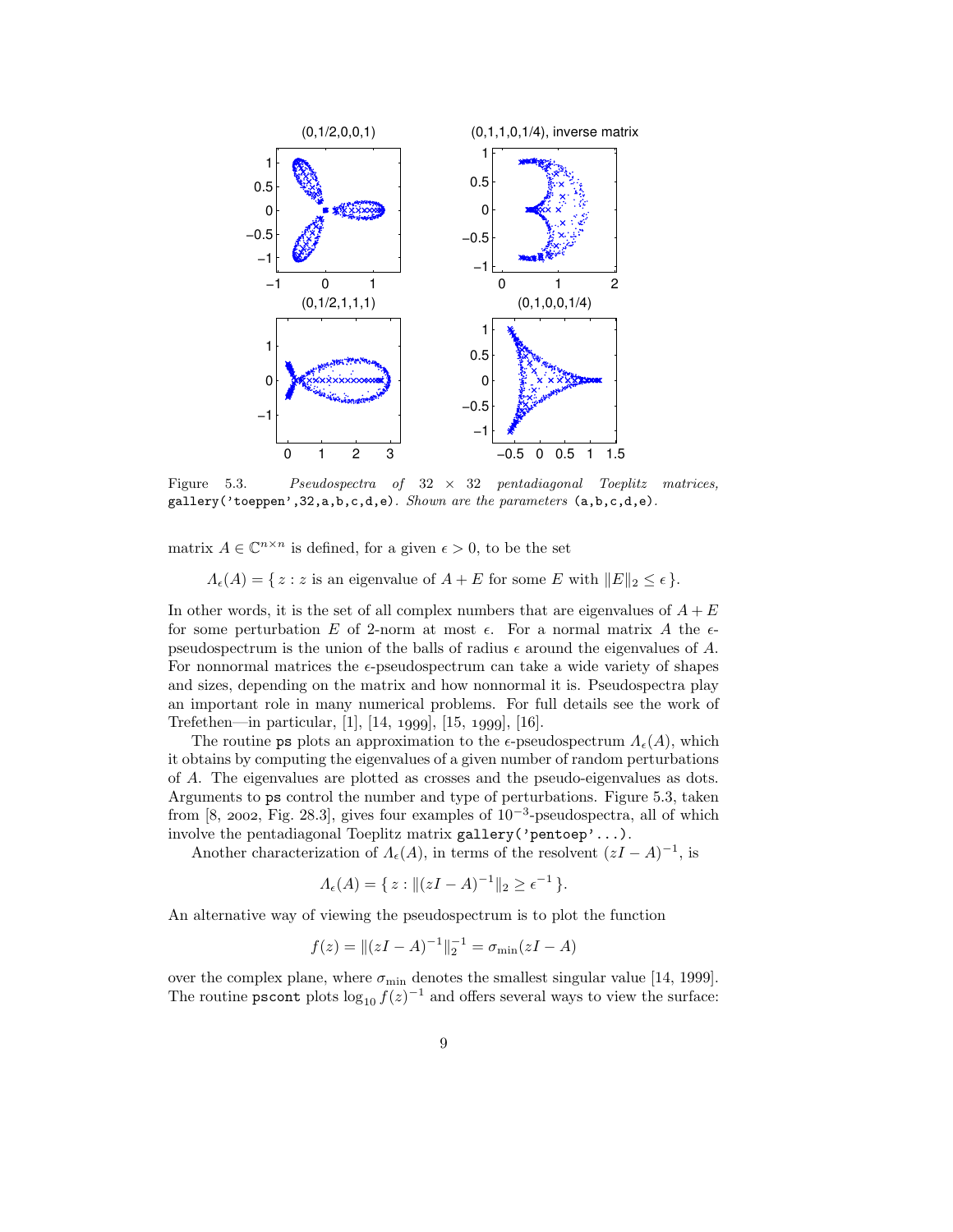Figure 5.3. *Pseudospectra of 32 × 32 pentadiagonal Toeplitz matrices,* `gallery('toeppen',32,a,b,c,d,e)`*. Shown are the parameters* `(a,b,c,d,e)`*.*

matrix $A \in \mathbb{C}^{n\times n}$ is defined, for a given $\epsilon > 0$, to be the set

$$\Lambda_\epsilon(A) = \{\, z : z \text{ is an eigenvalue of } A + E \text{ for some } E \text{ with } \|E\|_2 \le \epsilon \,\}.$$

In other words, it is the set of all complex numbers that are eigenvalues of $A+E$ for some perturbation $E$ of 2-norm at most $\epsilon$. For a normal matrix $A$ the $\epsilon$-pseudospectrum is the union of the balls of radius $\epsilon$ around the eigenvalues of $A$. For nonnormal matrices the $\epsilon$-pseudospectrum can take a wide variety of shapes and sizes, depending on the matrix and how nonnormal it is. Pseudospectra play an important role in many numerical problems. For full details see the work of Trefethen—in particular, [1], [14, 1999], [15, 1999], [16].

The routine `ps` plots an approximation to the $\epsilon$-pseudospectrum $\Lambda_\epsilon(A)$, which it obtains by computing the eigenvalues of a given number of random perturbations of $A$. The eigenvalues are plotted as crosses and the pseudo-eigenvalues as dots. Arguments to `ps` control the number and type of perturbations. Figure 5.3, taken from [8, 2002, Fig. 28.3], gives four examples of $10^{-3}$-pseudospectra, all of which involve the pentadiagonal Toeplitz matrix `gallery('pentoep'...)`.

Another characterization of $\Lambda_\epsilon(A)$, in terms of the resolvent $(zI - A)^{-1}$, is

$$\Lambda_\epsilon(A) = \{\, z : \|(zI - A)^{-1}\|_2 \ge \epsilon^{-1} \,\}.$$

An alternative way of viewing the pseudospectrum is to plot the function

$$f(z) = \|(zI - A)^{-1}\|_2^{-1} = \sigma_{\min}(zI - A)$$

over the complex plane, where $\sigma_{\min}$ denotes the smallest singular value [14, 1999]. The routine `pscont` plots $\log_{10} f(z)^{-1}$ and offers several ways to view the surface: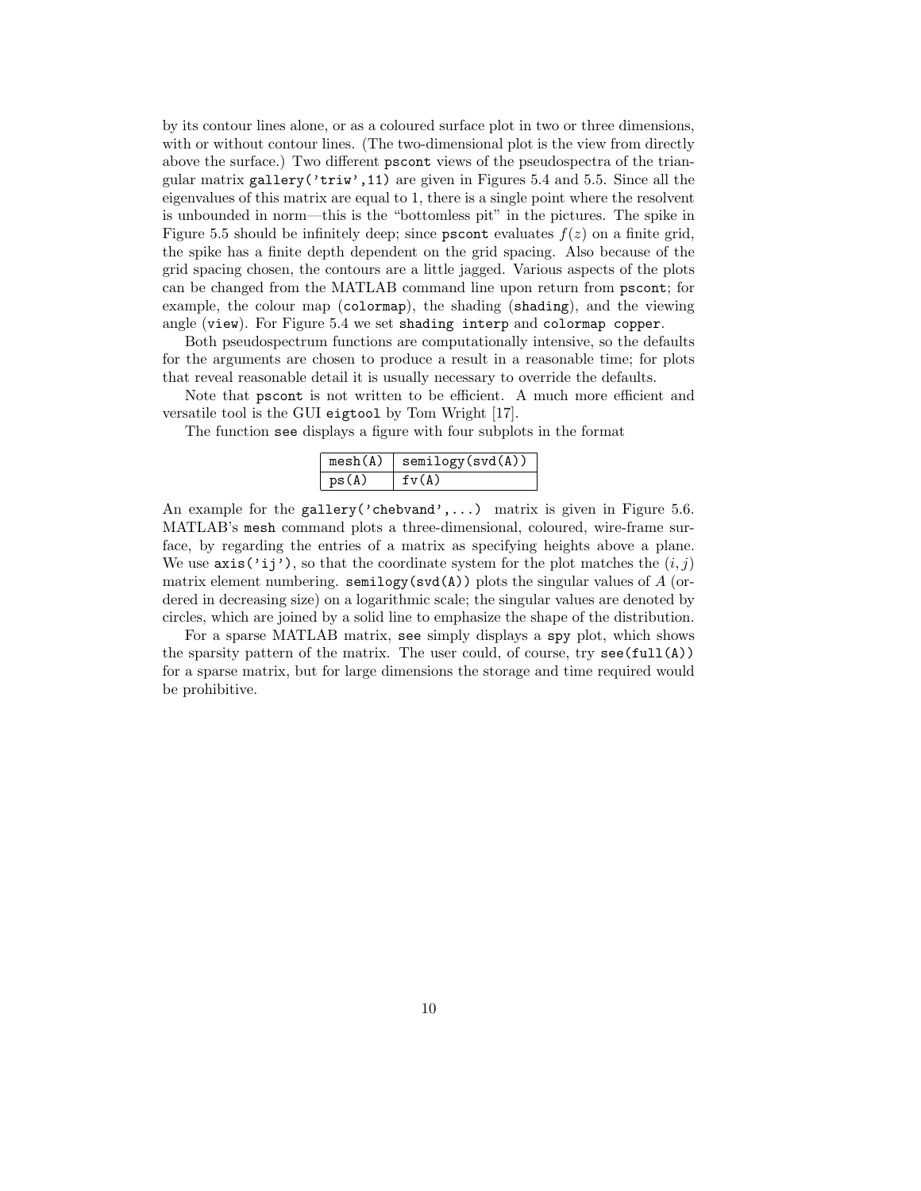by its contour lines alone, or as a coloured surface plot in two or three dimensions, with or without contour lines. (The two-dimensional plot is the view from directly above the surface.) Two different `pscont` views of the pseudospectra of the triangular matrix `gallery('triw',11)` are given in Figures 5.4 and 5.5. Since all the eigenvalues of this matrix are equal to 1, there is a single point where the resolvent is unbounded in norm—this is the "bottomless pit" in the pictures. The spike in Figure 5.5 should be infinitely deep; since `pscont` evaluates $f(z)$ on a finite grid, the spike has a finite depth dependent on the grid spacing. Also because of the grid spacing chosen, the contours are a little jagged. Various aspects of the plots can be changed from the MATLAB command line upon return from `pscont`; for example, the colour map (`colormap`), the shading (`shading`), and the viewing angle (`view`). For Figure 5.4 we set `shading interp` and `colormap copper`.

Both pseudospectrum functions are computationally intensive, so the defaults for the arguments are chosen to produce a result in a reasonable time; for plots that reveal reasonable detail it is usually necessary to override the defaults.

Note that `pscont` is not written to be efficient. A much more efficient and versatile tool is the GUI `eigtool` by Tom Wright [17].

The function `see` displays a figure with four subplots in the format

| `mesh(A)` | `semilogy(svd(A))` |
|---|---|
| `ps(A)` | `fv(A)` |

An example for the `gallery('chebvand',...)` matrix is given in Figure 5.6. MATLAB's `mesh` command plots a three-dimensional, coloured, wire-frame surface, by regarding the entries of a matrix as specifying heights above a plane. We use `axis('ij')`, so that the coordinate system for the plot matches the $(i, j)$ matrix element numbering. `semilogy(svd(A))` plots the singular values of $A$ (ordered in decreasing size) on a logarithmic scale; the singular values are denoted by circles, which are joined by a solid line to emphasize the shape of the distribution.

For a sparse MATLAB matrix, `see` simply displays a `spy` plot, which shows the sparsity pattern of the matrix. The user could, of course, try `see(full(A))` for a sparse matrix, but for large dimensions the storage and time required would be prohibitive.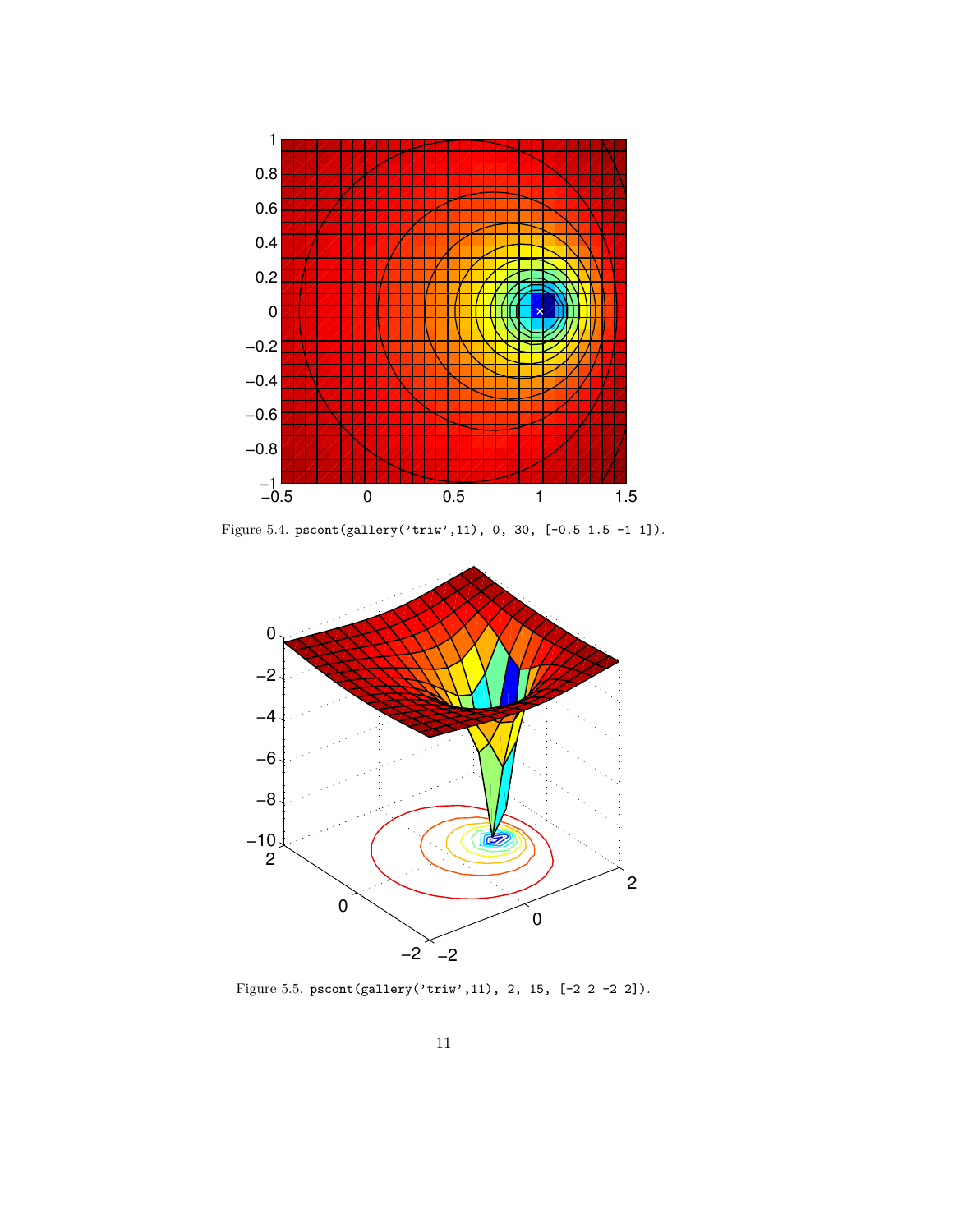Figure 5.4. `pscont(gallery('triw',11), 0, 30, [-0.5 1.5 -1 1])`.

Figure 5.5. `pscont(gallery('triw',11), 2, 15, [-2 2 -2 2])`.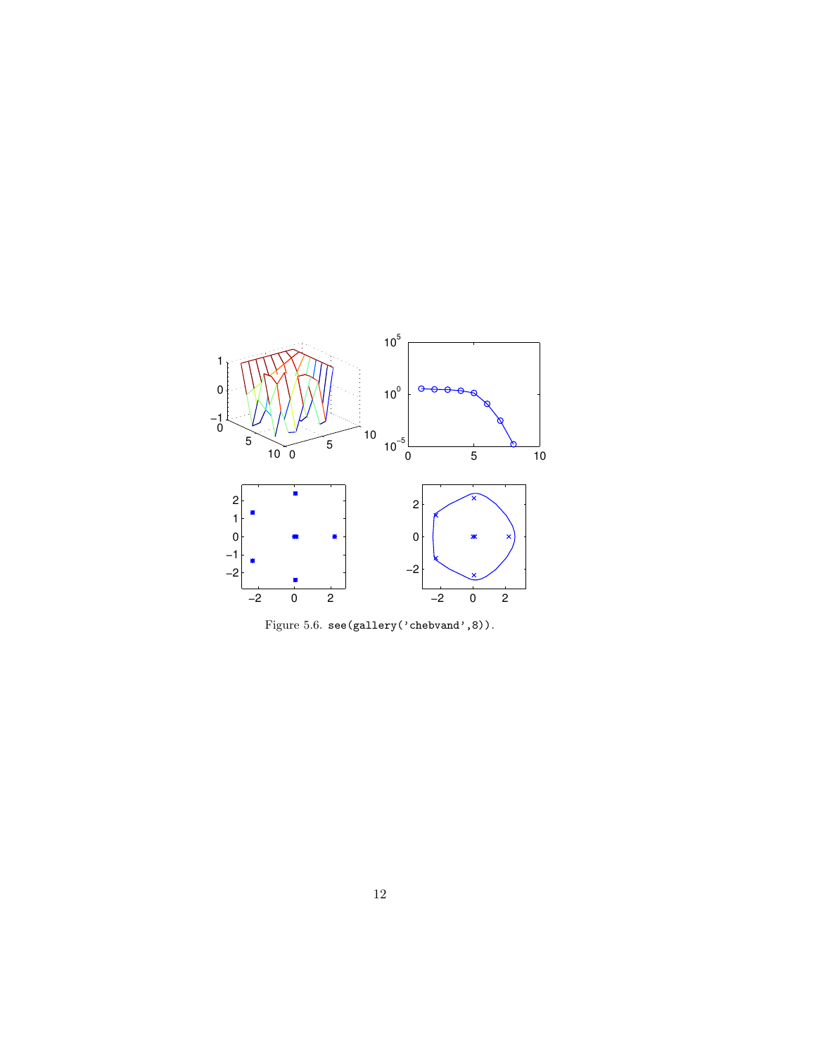Figure 5.6. `see(gallery('chebvand',8))`.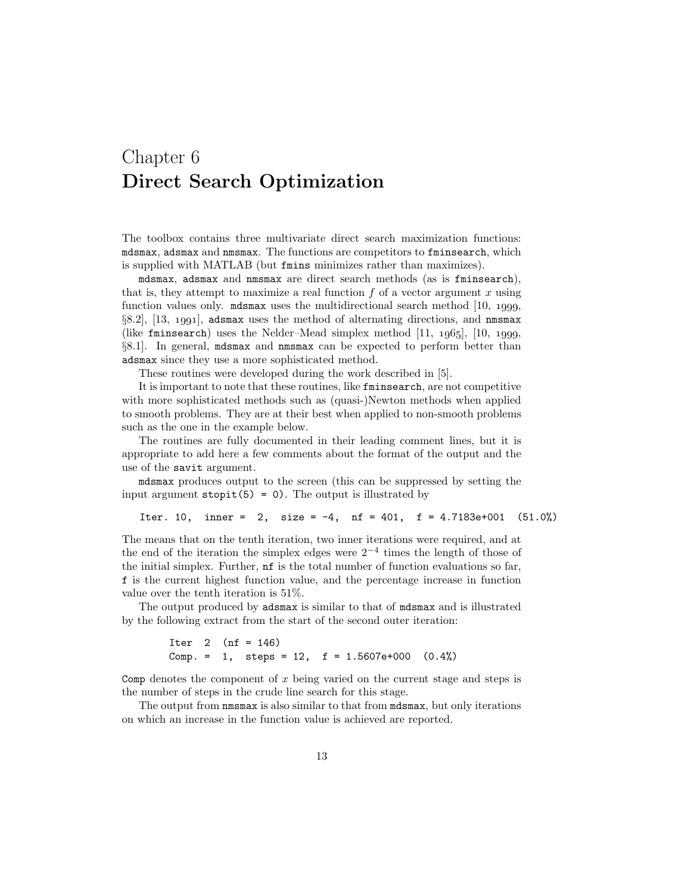# Chapter 6
# Direct Search Optimization

The toolbox contains three multivariate direct search maximization functions: `mdsmax`, `adsmax` and `nmsmax`. The functions are competitors to `fminsearch`, which is supplied with MATLAB (but `fmins` minimizes rather than maximizes).

`mdsmax`, `adsmax` and `nmsmax` are direct search methods (as is `fminsearch`), that is, they attempt to maximize a real function $f$ of a vector argument $x$ using function values only. `mdsmax` uses the multidirectional search method [10, 1999, §8.2], [13, 1991], `adsmax` uses the method of alternating directions, and `nmsmax` (like `fminsearch`) uses the Nelder–Mead simplex method [11, 1965], [10, 1999, §8.1]. In general, `mdsmax` and `nmsmax` can be expected to perform better than `adsmax` since they use a more sophisticated method.

These routines were developed during the work described in [5].

It is important to note that these routines, like `fminsearch`, are not competitive with more sophisticated methods such as (quasi-)Newton methods when applied to smooth problems. They are at their best when applied to non-smooth problems such as the one in the example below.

The routines are fully documented in their leading comment lines, but it is appropriate to add here a few comments about the format of the output and the use of the `savit` argument.

`mdsmax` produces output to the screen (this can be suppressed by setting the input argument `stopit(5) = 0`). The output is illustrated by

```
Iter. 10,  inner =  2,  size = -4,  nf = 401,  f = 4.7183e+001  (51.0%)
```

The means that on the tenth iteration, two inner iterations were required, and at the end of the iteration the simplex edges were $2^{-4}$ times the length of those of the initial simplex. Further, `nf` is the total number of function evaluations so far, `f` is the current highest function value, and the percentage increase in function value over the tenth iteration is 51%.

The output produced by `adsmax` is similar to that of `mdsmax` and is illustrated by the following extract from the start of the second outer iteration:

```
Iter  2  (nf = 146)
Comp. =  1,  steps = 12,  f = 1.5607e+000  (0.4%)
```

`Comp` denotes the component of $x$ being varied on the current stage and steps is the number of steps in the crude line search for this stage.

The output from `nmsmax` is also similar to that from `mdsmax`, but only iterations on which an increase in the function value is achieved are reported.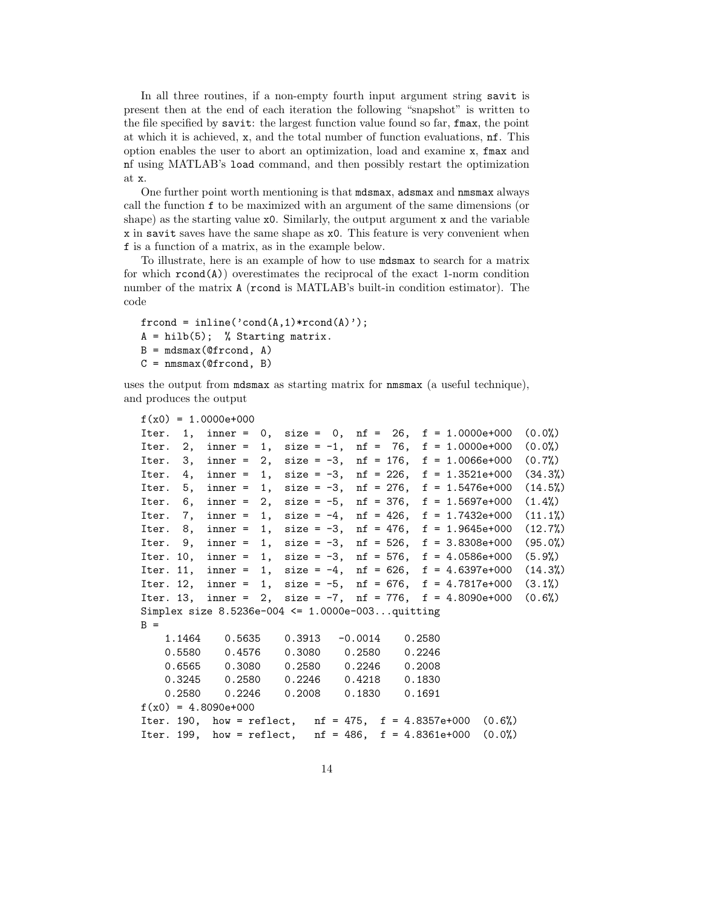In all three routines, if a non-empty fourth input argument string `savit` is present then at the end of each iteration the following "snapshot" is written to the file specified by `savit`: the largest function value found so far, `fmax`, the point at which it is achieved, `x`, and the total number of function evaluations, `nf`. This option enables the user to abort an optimization, load and examine `x`, `fmax` and `nf` using MATLAB's `load` command, and then possibly restart the optimization at `x`.

One further point worth mentioning is that `mdsmax`, `adsmax` and `nmsmax` always call the function `f` to be maximized with an argument of the same dimensions (or shape) as the starting value `x0`. Similarly, the output argument `x` and the variable `x` in `savit` saves have the same shape as `x0`. This feature is very convenient when `f` is a function of a matrix, as in the example below.

To illustrate, here is an example of how to use `mdsmax` to search for a matrix for which `rcond(A)`) overestimates the reciprocal of the exact 1-norm condition number of the matrix `A` (`rcond` is MATLAB's built-in condition estimator). The code

```
frcond = inline('cond(A,1)*rcond(A)');
A = hilb(5);  % Starting matrix.
B = mdsmax(@frcond, A)
C = nmsmax(@frcond, B)
```

uses the output from `mdsmax` as starting matrix for `nmsmax` (a useful technique), and produces the output

```
f(x0) = 1.0000e+000
Iter.  1,  inner =  0,  size =  0,  nf =  26,  f = 1.0000e+000  (0.0%)
Iter.  2,  inner =  1,  size = -1,  nf =  76,  f = 1.0000e+000  (0.0%)
Iter.  3,  inner =  2,  size = -3,  nf = 176,  f = 1.0066e+000  (0.7%)
Iter.  4,  inner =  1,  size = -3,  nf = 226,  f = 1.3521e+000  (34.3%)
Iter.  5,  inner =  1,  size = -3,  nf = 276,  f = 1.5476e+000  (14.5%)
Iter.  6,  inner =  2,  size = -5,  nf = 376,  f = 1.5697e+000  (1.4%)
Iter.  7,  inner =  1,  size = -4,  nf = 426,  f = 1.7432e+000  (11.1%)
Iter.  8,  inner =  1,  size = -3,  nf = 476,  f = 1.9645e+000  (12.7%)
Iter.  9,  inner =  1,  size = -3,  nf = 526,  f = 3.8308e+000  (95.0%)
Iter. 10,  inner =  1,  size = -3,  nf = 576,  f = 4.0586e+000  (5.9%)
Iter. 11,  inner =  1,  size = -4,  nf = 626,  f = 4.6397e+000  (14.3%)
Iter. 12,  inner =  1,  size = -5,  nf = 676,  f = 4.7817e+000  (3.1%)
Iter. 13,  inner =  2,  size = -7,  nf = 776,  f = 4.8090e+000  (0.6%)
Simplex size 8.5236e-004 <= 1.0000e-003...quitting
B =
    1.1464    0.5635    0.3913   -0.0014    0.2580
    0.5580    0.4576    0.3080    0.2580    0.2246
    0.6565    0.3080    0.2580    0.2246    0.2008
    0.3245    0.2580    0.2246    0.4218    0.1830
    0.2580    0.2246    0.2008    0.1830    0.1691
f(x0) = 4.8090e+000
Iter. 190,  how = reflect,   nf = 475,  f = 4.8357e+000  (0.6%)
Iter. 199,  how = reflect,   nf = 486,  f = 4.8361e+000  (0.0%)
```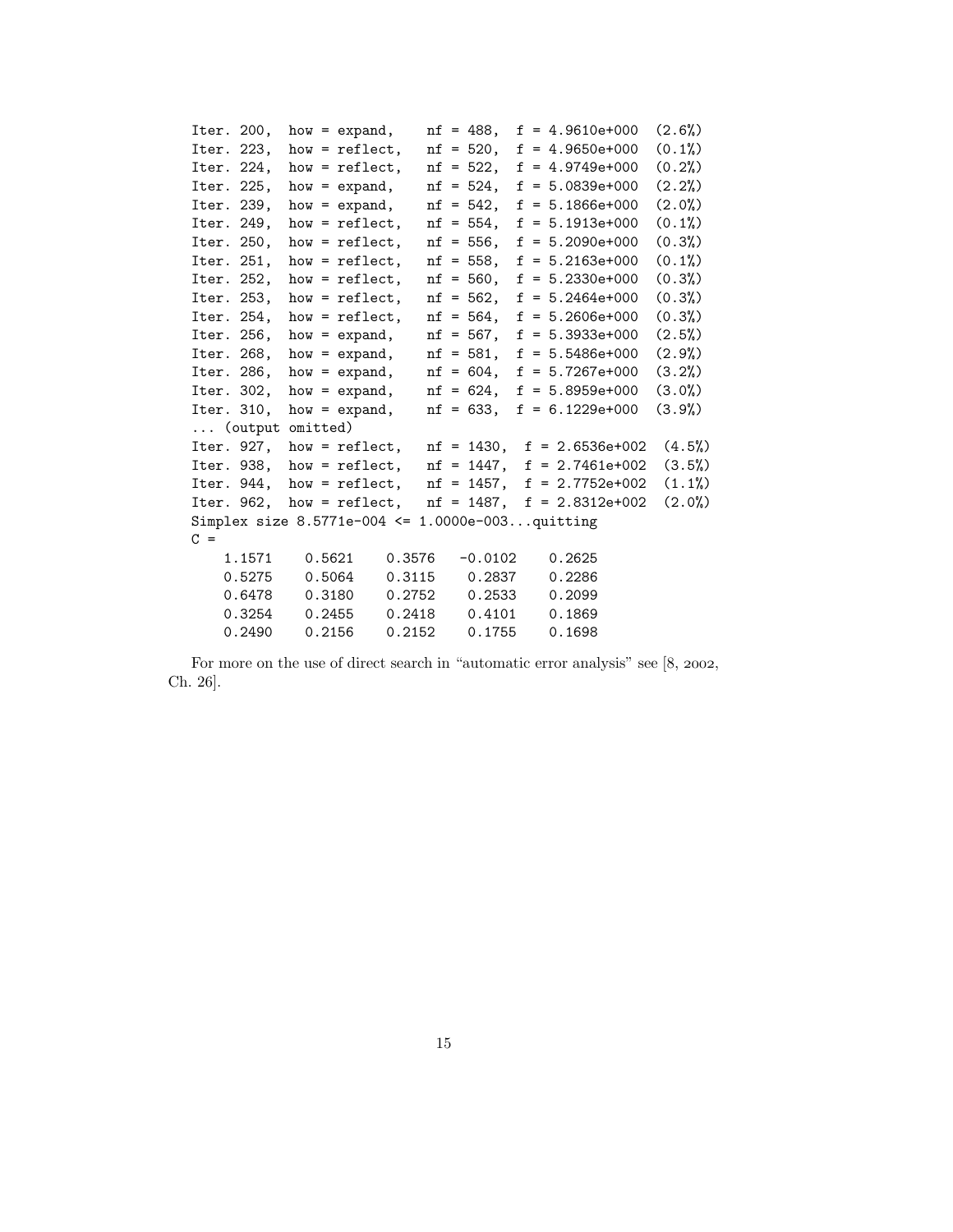```
Iter. 200,  how = expand,    nf = 488,  f = 4.9610e+000  (2.6%)
Iter. 223,  how = reflect,   nf = 520,  f = 4.9650e+000  (0.1%)
Iter. 224,  how = reflect,   nf = 522,  f = 4.9749e+000  (0.2%)
Iter. 225,  how = expand,    nf = 524,  f = 5.0839e+000  (2.2%)
Iter. 239,  how = expand,    nf = 542,  f = 5.1866e+000  (2.0%)
Iter. 249,  how = reflect,   nf = 554,  f = 5.1913e+000  (0.1%)
Iter. 250,  how = reflect,   nf = 556,  f = 5.2090e+000  (0.3%)
Iter. 251,  how = reflect,   nf = 558,  f = 5.2163e+000  (0.1%)
Iter. 252,  how = reflect,   nf = 560,  f = 5.2330e+000  (0.3%)
Iter. 253,  how = reflect,   nf = 562,  f = 5.2464e+000  (0.3%)
Iter. 254,  how = reflect,   nf = 564,  f = 5.2606e+000  (0.3%)
Iter. 256,  how = expand,    nf = 567,  f = 5.3933e+000  (2.5%)
Iter. 268,  how = expand,    nf = 581,  f = 5.5486e+000  (2.9%)
Iter. 286,  how = expand,    nf = 604,  f = 5.7267e+000  (3.2%)
Iter. 302,  how = expand,    nf = 624,  f = 5.8959e+000  (3.0%)
Iter. 310,  how = expand,    nf = 633,  f = 6.1229e+000  (3.9%)
... (output omitted)
Iter. 927,  how = reflect,   nf = 1430,  f = 2.6536e+002  (4.5%)
Iter. 938,  how = reflect,   nf = 1447,  f = 2.7461e+002  (3.5%)
Iter. 944,  how = reflect,   nf = 1457,  f = 2.7752e+002  (1.1%)
Iter. 962,  how = reflect,   nf = 1487,  f = 2.8312e+002  (2.0%)
Simplex size 8.5771e-004 <= 1.0000e-003...quitting
C =
    1.1571    0.5621    0.3576   -0.0102    0.2625
    0.5275    0.5064    0.3115    0.2837    0.2286
    0.6478    0.3180    0.2752    0.2533    0.2099
    0.3254    0.2455    0.2418    0.4101    0.1869
    0.2490    0.2156    0.2152    0.1755    0.1698
```

For more on the use of direct search in "automatic error analysis" see [8, 2002, Ch. 26].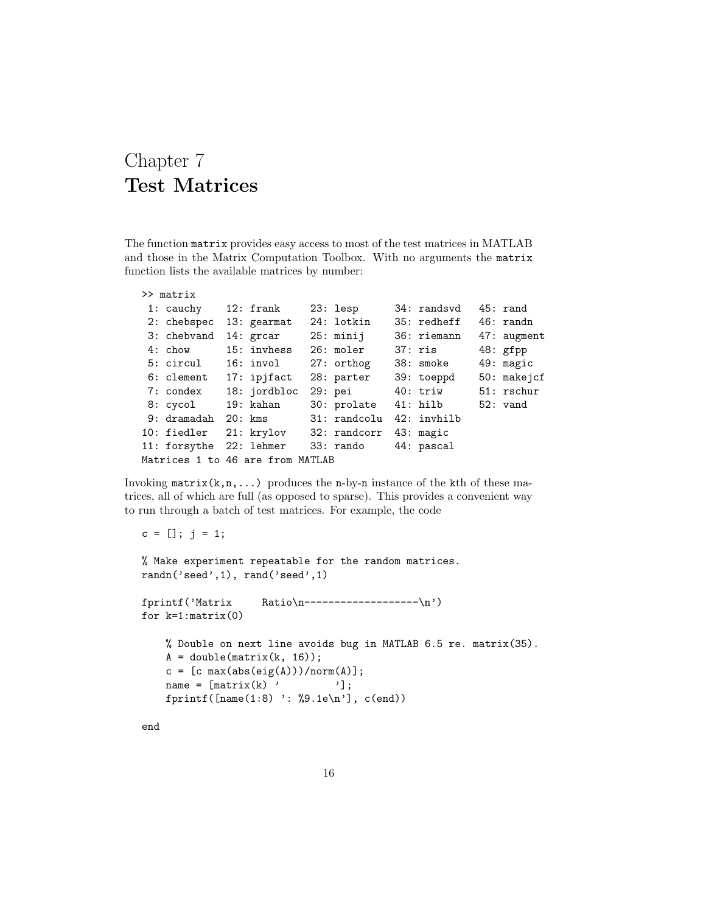# Chapter 7
# Test Matrices

The function `matrix` provides easy access to most of the test matrices in MATLAB and those in the Matrix Computation Toolbox. With no arguments the `matrix` function lists the available matrices by number:

```
>> matrix
 1: cauchy    12: frank     23: lesp      34: randsvd   45: rand
 2: chebspec  13: gearmat   24: lotkin    35: redheff   46: randn
 3: chebvand  14: grcar     25: minij     36: riemann   47: augment
 4: chow      15: invhess   26: moler     37: ris       48: gfpp
 5: circul    16: invol     27: orthog    38: smoke     49: magic
 6: clement   17: ipjfact   28: parter    39: toeppd    50: makejcf
 7: condex    18: jordbloc  29: pei       40: triw      51: rschur
 8: cycol     19: kahan     30: prolate   41: hilb      52: vand
 9: dramadah  20: kms       31: randcolu  42: invhilb
10: fiedler   21: krylov    32: randcorr  43: magic
11: forsythe  22: lehmer    33: rando     44: pascal
Matrices 1 to 46 are from MATLAB
```

Invoking `matrix(k,n,...)` produces the `n`-by-`n` instance of the `k`th of these matrices, all of which are full (as opposed to sparse). This provides a convenient way to run through a batch of test matrices. For example, the code

```
c = []; j = 1;

% Make experiment repeatable for the random matrices.
randn('seed',1), rand('seed',1)

fprintf('Matrix     Ratio\n-------------------\n')
for k=1:matrix(0)

    % Double on next line avoids bug in MATLAB 6.5 re. matrix(35).
    A = double(matrix(k, 16));
    c = [c max(abs(eig(A)))/norm(A)];
    name = [matrix(k) '         '];
    fprintf([name(1:8) ': %9.1e\n'], c(end))

end
```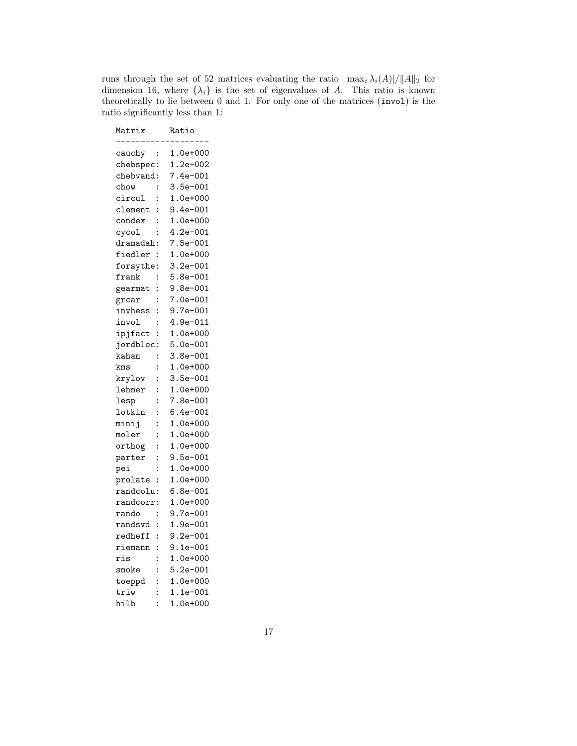runs through the set of 52 matrices evaluating the ratio $|\max_i \lambda_i(A)|/\|A\|_2$ for dimension 16, where $\{\lambda_i\}$ is the set of eigenvalues of $A$. This ratio is known theoretically to lie between 0 and 1. For only one of the matrices (`invol`) is the ratio significantly less than 1:

```
Matrix     Ratio
-------------------
cauchy  :  1.0e+000
chebspec:  1.2e-002
chebvand:  7.4e-001
chow    :  3.5e-001
circul  :  1.0e+000
clement :  9.4e-001
condex  :  1.0e+000
cycol   :  4.2e-001
dramadah:  7.5e-001
fiedler :  1.0e+000
forsythe:  3.2e-001
frank   :  5.8e-001
gearmat :  9.8e-001
grcar   :  7.0e-001
invhess :  9.7e-001
invol   :  4.9e-011
ipjfact :  1.0e+000
jordbloc:  5.0e-001
kahan   :  3.8e-001
kms     :  1.0e+000
krylov  :  3.5e-001
lehmer  :  1.0e+000
lesp    :  7.8e-001
lotkin  :  6.4e-001
minij   :  1.0e+000
moler   :  1.0e+000
orthog  :  1.0e+000
parter  :  9.5e-001
pei     :  1.0e+000
prolate :  1.0e+000
randcolu:  6.8e-001
randcorr:  1.0e+000
rando   :  9.7e-001
randsvd :  1.9e-001
redheff :  9.2e-001
riemann :  9.1e-001
ris     :  1.0e+000
smoke   :  5.2e-001
toeppd  :  1.0e+000
triw    :  1.1e-001
hilb    :  1.0e+000
```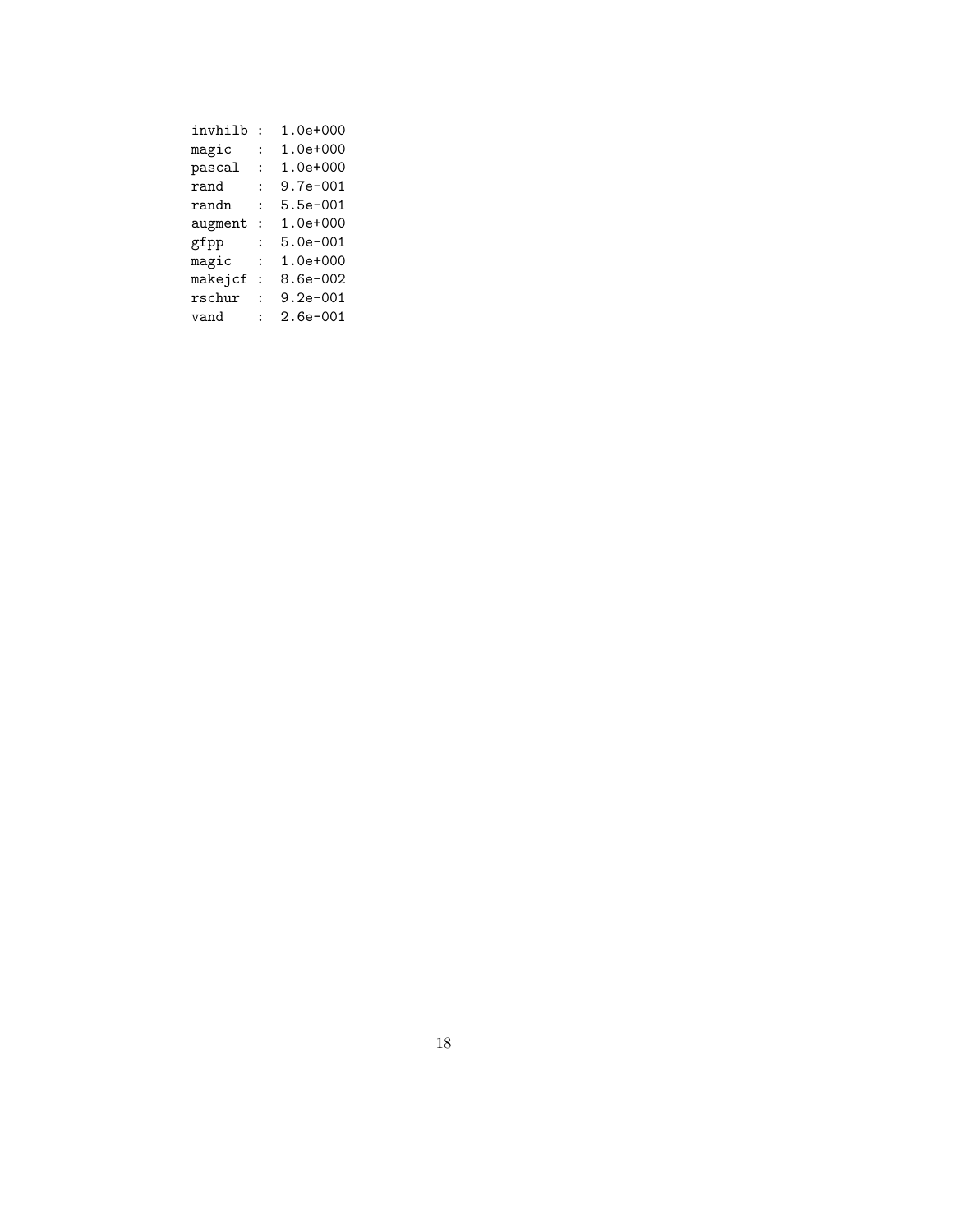```
invhilb :  1.0e+000
magic   :  1.0e+000
pascal  :  1.0e+000
rand    :  9.7e-001
randn   :  5.5e-001
augment :  1.0e+000
gfpp    :  5.0e-001
magic   :  1.0e+000
makejcf :  8.6e-002
rschur  :  9.2e-001
vand    :  2.6e-001
```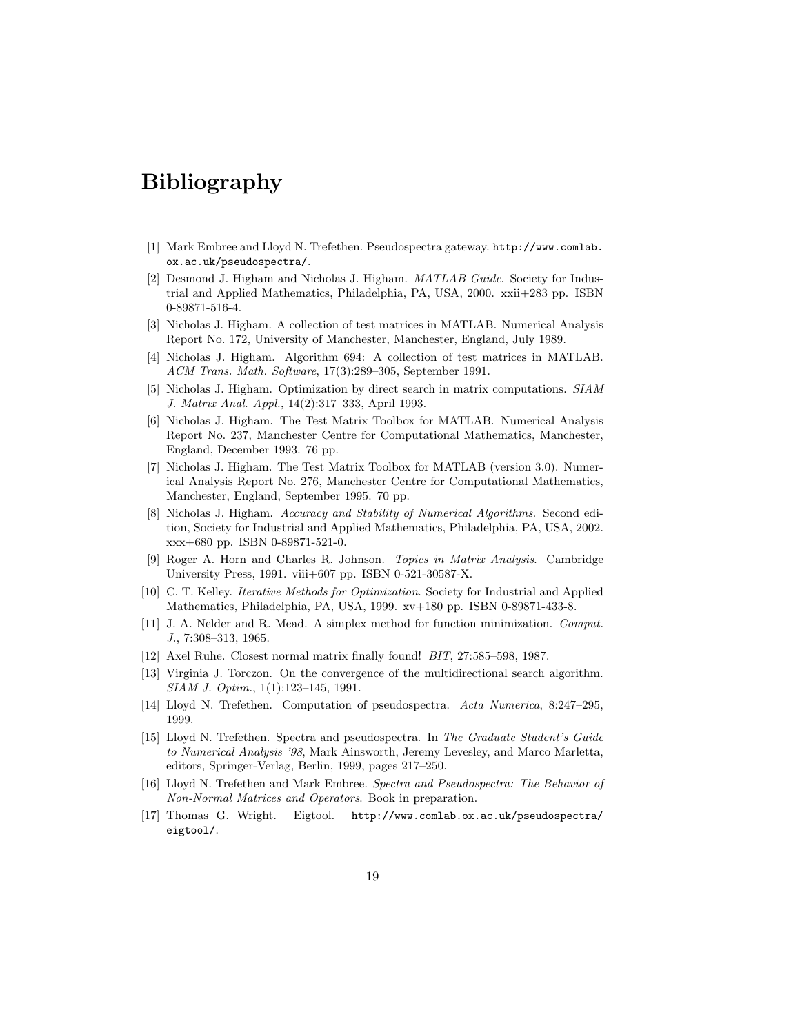# Bibliography

[1] Mark Embree and Lloyd N. Trefethen. Pseudospectra gateway. `http://www.comlab.ox.ac.uk/pseudospectra/`.

[2] Desmond J. Higham and Nicholas J. Higham. *MATLAB Guide*. Society for Industrial and Applied Mathematics, Philadelphia, PA, USA, 2000. xxii+283 pp. ISBN 0-89871-516-4.

[3] Nicholas J. Higham. A collection of test matrices in MATLAB. Numerical Analysis Report No. 172, University of Manchester, Manchester, England, July 1989.

[4] Nicholas J. Higham. Algorithm 694: A collection of test matrices in MATLAB. *ACM Trans. Math. Software*, 17(3):289–305, September 1991.

[5] Nicholas J. Higham. Optimization by direct search in matrix computations. *SIAM J. Matrix Anal. Appl.*, 14(2):317–333, April 1993.

[6] Nicholas J. Higham. The Test Matrix Toolbox for MATLAB. Numerical Analysis Report No. 237, Manchester Centre for Computational Mathematics, Manchester, England, December 1993. 76 pp.

[7] Nicholas J. Higham. The Test Matrix Toolbox for MATLAB (version 3.0). Numerical Analysis Report No. 276, Manchester Centre for Computational Mathematics, Manchester, England, September 1995. 70 pp.

[8] Nicholas J. Higham. *Accuracy and Stability of Numerical Algorithms*. Second edition, Society for Industrial and Applied Mathematics, Philadelphia, PA, USA, 2002. xxx+680 pp. ISBN 0-89871-521-0.

[9] Roger A. Horn and Charles R. Johnson. *Topics in Matrix Analysis*. Cambridge University Press, 1991. viii+607 pp. ISBN 0-521-30587-X.

[10] C. T. Kelley. *Iterative Methods for Optimization*. Society for Industrial and Applied Mathematics, Philadelphia, PA, USA, 1999. xv+180 pp. ISBN 0-89871-433-8.

[11] J. A. Nelder and R. Mead. A simplex method for function minimization. *Comput. J.*, 7:308–313, 1965.

[12] Axel Ruhe. Closest normal matrix finally found! *BIT*, 27:585–598, 1987.

[13] Virginia J. Torczon. On the convergence of the multidirectional search algorithm. *SIAM J. Optim.*, 1(1):123–145, 1991.

[14] Lloyd N. Trefethen. Computation of pseudospectra. *Acta Numerica*, 8:247–295, 1999.

[15] Lloyd N. Trefethen. Spectra and pseudospectra. In *The Graduate Student's Guide to Numerical Analysis '98*, Mark Ainsworth, Jeremy Levesley, and Marco Marletta, editors, Springer-Verlag, Berlin, 1999, pages 217–250.

[16] Lloyd N. Trefethen and Mark Embree. *Spectra and Pseudospectra: The Behavior of Non-Normal Matrices and Operators*. Book in preparation.

[17] Thomas G. Wright. Eigtool. `http://www.comlab.ox.ac.uk/pseudospectra/eigtool/`.